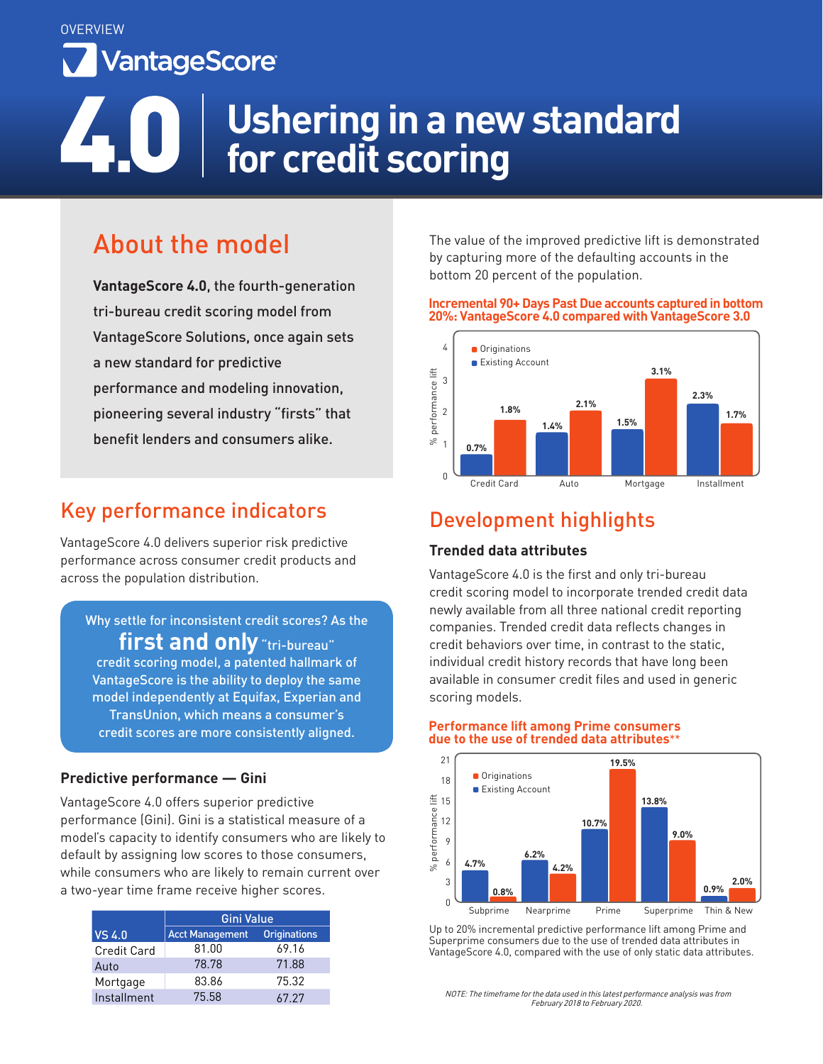OVERVIEW

VantageScore

# 4.0 Ushering in a new standard for credit scoring

## About the model

**VantageScore 4.0**, the fourth-generation tri-bureau credit scoring model from VantageScore Solutions, once again sets a new standard for predictive performance and modeling innovation, pioneering several industry "firsts" that benefit lenders and consumers alike.

## Key performance indicators

VantageScore 4.0 delivers superior risk predictive performance across consumer credit products and across the population distribution.

Why settle for inconsistent credit scores? As the **first and only** "tri-bureau" credit scoring model, a patented hallmark of VantageScore is the ability to deploy the same model independently at Equifax, Experian and TransUnion, which means a consumer's credit scores are more consistently aligned.

### Predictive performance — Gini

VantageScore 4.0 offers superior predictive performance (Gini). Gini is a statistical measure of a model's capacity to identify consumers who are likely to default by assigning low scores to those consumers, while consumers who are likely to remain current over a two-year time frame receive higher scores.

| VS 4.0 | Gini Value | |
|---|---|---|
| | Acct Management | Originations |
| Credit Card | 81.00 | 69.16 |
| Auto | 78.78 | 71.88 |
| Mortgage | 83.86 | 75.32 |
| Installment | 75.58 | 67.27 |

The value of the improved predictive lift is demonstrated by capturing more of the defaulting accounts in the bottom 20 percent of the population.

**Incremental 90+ Days Past Due accounts captured in bottom 20%: VantageScore 4.0 compared with VantageScore 3.0**

| % performance lift | Existing Account | Originations |
|---|---|---|
| Credit Card | 0.7% | 1.8% |
| Auto | 1.4% | 2.1% |
| Mortgage | 1.5% | 3.1% |
| Installment | 2.3% | 1.7% |

## Development highlights

### Trended data attributes

VantageScore 4.0 is the first and only tri-bureau credit scoring model to incorporate trended credit data newly available from all three national credit reporting companies. Trended credit data reflects changes in credit behaviors over time, in contrast to the static, individual credit history records that have long been available in consumer credit files and used in generic scoring models.

**Performance lift among Prime consumers due to the use of trended data attributes****

| % performance lift | Existing Account | Originations |
|---|---|---|
| Subprime | 4.7% | 0.8% |
| Nearprime | 6.2% | 4.2% |
| Prime | 10.7% | 19.5% |
| Superprime | 13.8% | 9.0% |
| Thin & New | 0.9% | 2.0% |

Up to 20% incremental predictive performance lift among Prime and Superprime consumers due to the use of trended data attributes in VantageScore 4.0, compared with the use of only static data attributes.

*NOTE: The timeframe for the data used in this latest performance analysis was from February 2018 to February 2020.*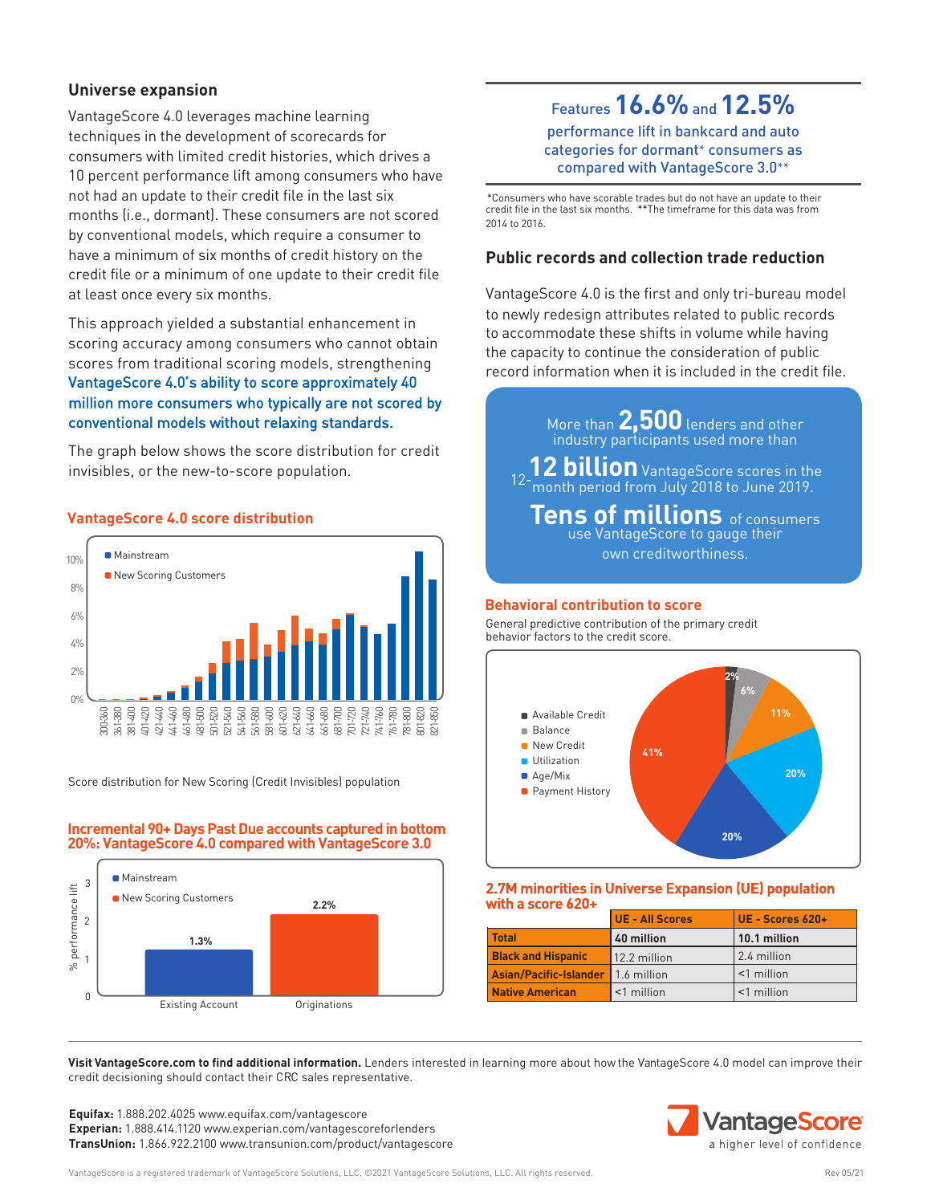## Universe expansion

VantageScore 4.0 leverages machine learning techniques in the development of scorecards for consumers with limited credit histories, which drives a 10 percent performance lift among consumers who have not had an update to their credit file in the last six months (i.e., dormant). These consumers are not scored by conventional models, which require a consumer to have a minimum of six months of credit history on the credit file or a minimum of one update to their credit file at least once every six months.

This approach yielded a substantial enhancement in scoring accuracy among consumers who cannot obtain scores from traditional scoring models, strengthening **VantageScore 4.0's ability to score approximately 40 million more consumers who typically are not scored by conventional models without relaxing standards.**

The graph below shows the score distribution for credit invisibles, or the new-to-score population.

### VantageScore 4.0 score distribution

Mainstream
New Scoring Customers
10%
8%
6%
4%
2%
0%
300-360 361-380 381-400 401-420 421-440 441-460 461-480 481-500 501-520 521-540 541-560 561-580 581-600 601-620 621-640 641-660 661-680 681-700 701-720 721-740 741-760 761-780 781-800 801-820 821-850

Score distribution for New Scoring (Credit Invisibles) population

### Incremental 90+ Days Past Due accounts captured in bottom 20%: VantageScore 4.0 compared with VantageScore 3.0

Mainstream
New Scoring Customers
% performance lift
3
2
1
0
1.3%
2.2%
Existing Account
Originations

Features **16.6%** and **12.5%** performance lift in bankcard and auto categories for dormant* consumers as compared with VantageScore 3.0**

*Consumers who have scorable trades but do not have an update to their credit file in the last six months. **The timeframe for this data was from 2014 to 2016.

## Public records and collection trade reduction

VantageScore 4.0 is the first and only tri-bureau model to newly redesign attributes related to public records to accommodate these shifts in volume while having the capacity to continue the consideration of public record information when it is included in the credit file.

More than **2,500** lenders and other industry participants used more than **12 billion** VantageScore scores in the 12-month period from July 2018 to June 2019.

**Tens of millions** of consumers use VantageScore to gauge their own creditworthiness.

### Behavioral contribution to score

General predictive contribution of the primary credit behavior factors to the credit score.

Available Credit
Balance
New Credit
Utilization
Age/Mix
Payment History
2%
6%
11%
20%
20%
41%

### 2.7M minorities in Universe Expansion (UE) population with a score 620+

| | UE - All Scores | UE - Scores 620+ |
|---|---|---|
| **Total** | **40 million** | **10.1 million** |
| **Black and Hispanic** | 12.2 million | 2.4 million |
| **Asian/Pacific-Islander** | 1.6 million | <1 million |
| **Native American** | <1 million | <1 million |

**Visit VantageScore.com to find additional information.** Lenders interested in learning more about how the VantageScore 4.0 model can improve their credit decisioning should contact their CRC sales representative.

**Equifax:** 1.888.202.4025 www.equifax.com/vantagescore
**Experian:** 1.888.414.1120 www.experian.com/vantagescoreforlenders
**TransUnion:** 1.866.922.2100 www.transunion.com/product/vantagescore

VantageScore
a higher level of confidence

VantageScore is a registered trademark of VantageScore Solutions, LLC. ©2021 VantageScore Solutions, LLC. All rights reserved.

Rev 05/21